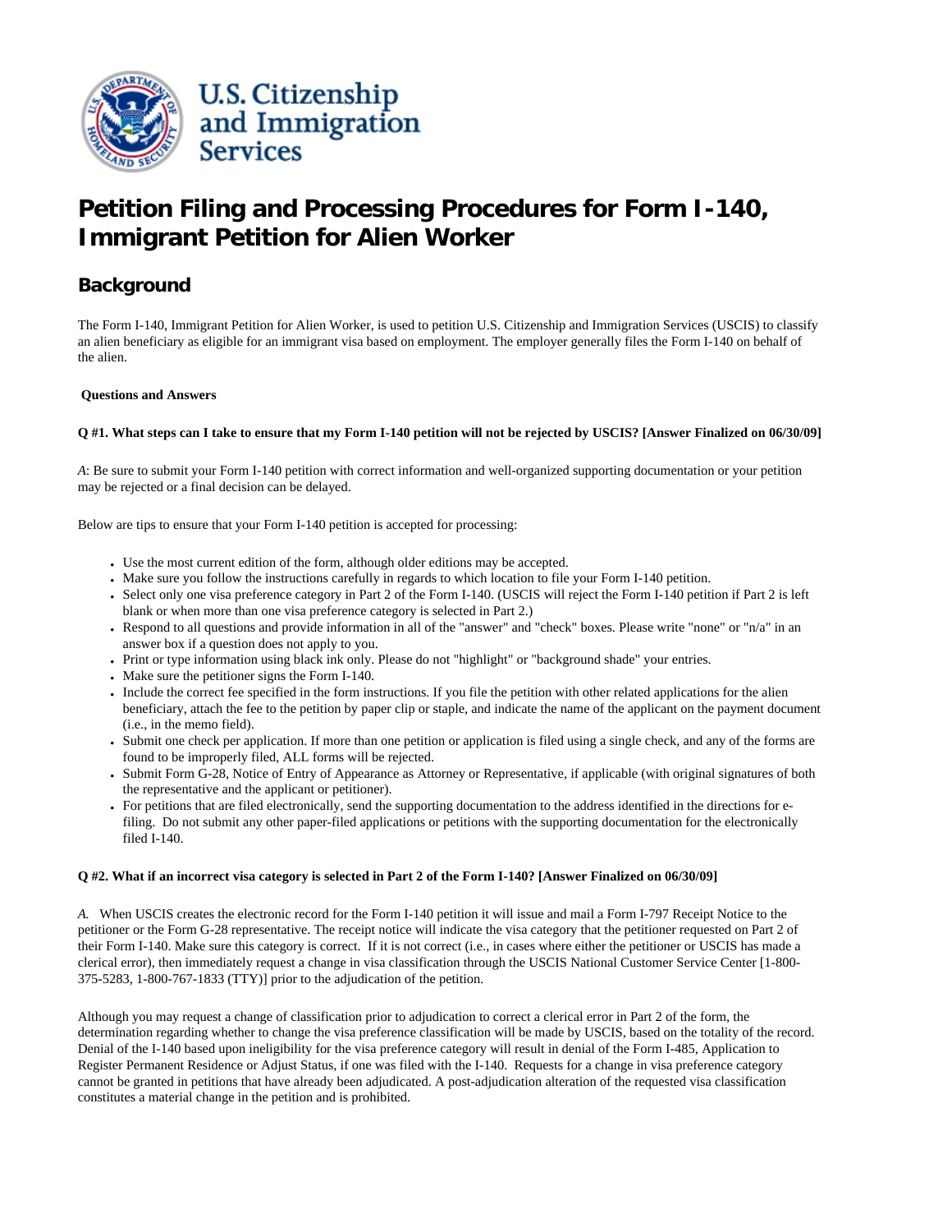U.S. Citizenship and Immigration Services

# Petition Filing and Processing Procedures for Form I-140, Immigrant Petition for Alien Worker

## Background

The Form I-140, Immigrant Petition for Alien Worker, is used to petition U.S. Citizenship and Immigration Services (USCIS) to classify an alien beneficiary as eligible for an immigrant visa based on employment. The employer generally files the Form I-140 on behalf of the alien.

**Questions and Answers**

**Q #1. What steps can I take to ensure that my Form I-140 petition will not be rejected by USCIS? [Answer Finalized on 06/30/09]**

*A*: Be sure to submit your Form I-140 petition with correct information and well-organized supporting documentation or your petition may be rejected or a final decision can be delayed.

Below are tips to ensure that your Form I-140 petition is accepted for processing:

- Use the most current edition of the form, although older editions may be accepted.
- Make sure you follow the instructions carefully in regards to which location to file your Form I-140 petition.
- Select only one visa preference category in Part 2 of the Form I-140. (USCIS will reject the Form I-140 petition if Part 2 is left blank or when more than one visa preference category is selected in Part 2.)
- Respond to all questions and provide information in all of the "answer" and "check" boxes. Please write "none" or "n/a" in an answer box if a question does not apply to you.
- Print or type information using black ink only. Please do not "highlight" or "background shade" your entries.
- Make sure the petitioner signs the Form I-140.
- Include the correct fee specified in the form instructions. If you file the petition with other related applications for the alien beneficiary, attach the fee to the petition by paper clip or staple, and indicate the name of the applicant on the payment document (i.e., in the memo field).
- Submit one check per application. If more than one petition or application is filed using a single check, and any of the forms are found to be improperly filed, ALL forms will be rejected.
- Submit Form G-28, Notice of Entry of Appearance as Attorney or Representative, if applicable (with original signatures of both the representative and the applicant or petitioner).
- For petitions that are filed electronically, send the supporting documentation to the address identified in the directions for e-filing. Do not submit any other paper-filed applications or petitions with the supporting documentation for the electronically filed I-140.

**Q #2. What if an incorrect visa category is selected in Part 2 of the Form I-140? [Answer Finalized on 06/30/09]**

*A.* When USCIS creates the electronic record for the Form I-140 petition it will issue and mail a Form I-797 Receipt Notice to the petitioner or the Form G-28 representative. The receipt notice will indicate the visa category that the petitioner requested on Part 2 of their Form I-140. Make sure this category is correct. If it is not correct (i.e., in cases where either the petitioner or USCIS has made a clerical error), then immediately request a change in visa classification through the USCIS National Customer Service Center [1-800-375-5283, 1-800-767-1833 (TTY)] prior to the adjudication of the petition.

Although you may request a change of classification prior to adjudication to correct a clerical error in Part 2 of the form, the determination regarding whether to change the visa preference classification will be made by USCIS, based on the totality of the record. Denial of the I-140 based upon ineligibility for the visa preference category will result in denial of the Form I-485, Application to Register Permanent Residence or Adjust Status, if one was filed with the I-140. Requests for a change in visa preference category cannot be granted in petitions that have already been adjudicated. A post-adjudication alteration of the requested visa classification constitutes a material change in the petition and is prohibited.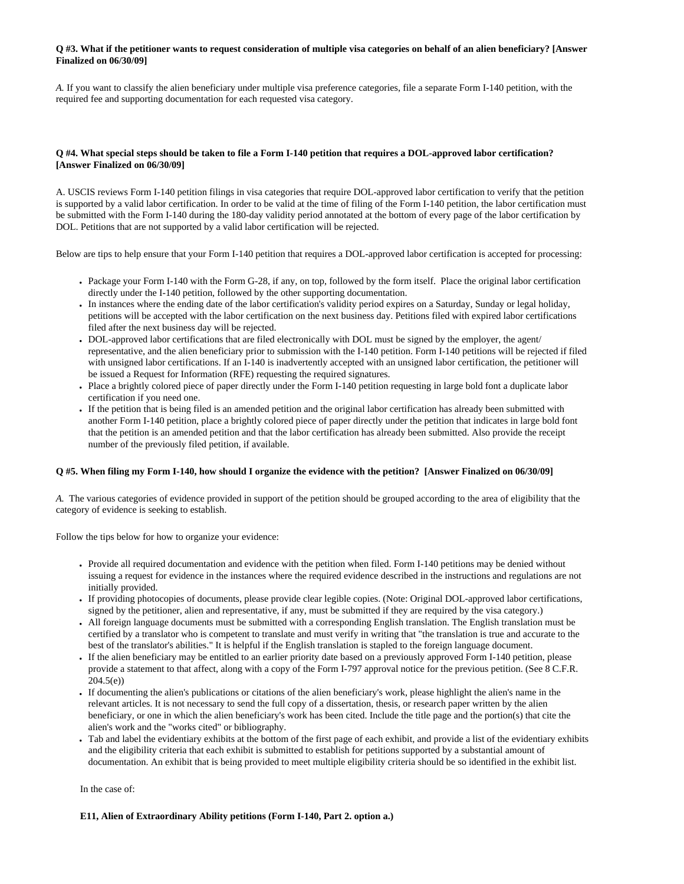**Q #3. What if the petitioner wants to request consideration of multiple visa categories on behalf of an alien beneficiary? [Answer Finalized on 06/30/09]**

*A.* If you want to classify the alien beneficiary under multiple visa preference categories, file a separate Form I-140 petition, with the required fee and supporting documentation for each requested visa category.

**Q #4. What special steps should be taken to file a Form I-140 petition that requires a DOL-approved labor certification? [Answer Finalized on 06/30/09]**

A. USCIS reviews Form I-140 petition filings in visa categories that require DOL-approved labor certification to verify that the petition is supported by a valid labor certification. In order to be valid at the time of filing of the Form I-140 petition, the labor certification must be submitted with the Form I-140 during the 180-day validity period annotated at the bottom of every page of the labor certification by DOL. Petitions that are not supported by a valid labor certification will be rejected.

Below are tips to help ensure that your Form I-140 petition that requires a DOL-approved labor certification is accepted for processing:

- Package your Form I-140 with the Form G-28, if any, on top, followed by the form itself. Place the original labor certification directly under the I-140 petition, followed by the other supporting documentation.
- In instances where the ending date of the labor certification's validity period expires on a Saturday, Sunday or legal holiday, petitions will be accepted with the labor certification on the next business day. Petitions filed with expired labor certifications filed after the next business day will be rejected.
- DOL-approved labor certifications that are filed electronically with DOL must be signed by the employer, the agent/ representative, and the alien beneficiary prior to submission with the I-140 petition. Form I-140 petitions will be rejected if filed with unsigned labor certifications. If an I-140 is inadvertently accepted with an unsigned labor certification, the petitioner will be issued a Request for Information (RFE) requesting the required signatures.
- Place a brightly colored piece of paper directly under the Form I-140 petition requesting in large bold font a duplicate labor certification if you need one.
- If the petition that is being filed is an amended petition and the original labor certification has already been submitted with another Form I-140 petition, place a brightly colored piece of paper directly under the petition that indicates in large bold font that the petition is an amended petition and that the labor certification has already been submitted. Also provide the receipt number of the previously filed petition, if available.

**Q #5. When filing my Form I-140, how should I organize the evidence with the petition? [Answer Finalized on 06/30/09]**

*A.* The various categories of evidence provided in support of the petition should be grouped according to the area of eligibility that the category of evidence is seeking to establish.

Follow the tips below for how to organize your evidence:

- Provide all required documentation and evidence with the petition when filed. Form I-140 petitions may be denied without issuing a request for evidence in the instances where the required evidence described in the instructions and regulations are not initially provided.
- If providing photocopies of documents, please provide clear legible copies. (Note: Original DOL-approved labor certifications, signed by the petitioner, alien and representative, if any, must be submitted if they are required by the visa category.)
- All foreign language documents must be submitted with a corresponding English translation. The English translation must be certified by a translator who is competent to translate and must verify in writing that "the translation is true and accurate to the best of the translator's abilities." It is helpful if the English translation is stapled to the foreign language document.
- If the alien beneficiary may be entitled to an earlier priority date based on a previously approved Form I-140 petition, please provide a statement to that affect, along with a copy of the Form I-797 approval notice for the previous petition. (See 8 C.F.R. 204.5(e))
- If documenting the alien's publications or citations of the alien beneficiary's work, please highlight the alien's name in the relevant articles. It is not necessary to send the full copy of a dissertation, thesis, or research paper written by the alien beneficiary, or one in which the alien beneficiary's work has been cited. Include the title page and the portion(s) that cite the alien's work and the "works cited" or bibliography.
- Tab and label the evidentiary exhibits at the bottom of the first page of each exhibit, and provide a list of the evidentiary exhibits and the eligibility criteria that each exhibit is submitted to establish for petitions supported by a substantial amount of documentation. An exhibit that is being provided to meet multiple eligibility criteria should be so identified in the exhibit list.

In the case of:

**E11, Alien of Extraordinary Ability petitions (Form I-140, Part 2. option a.)**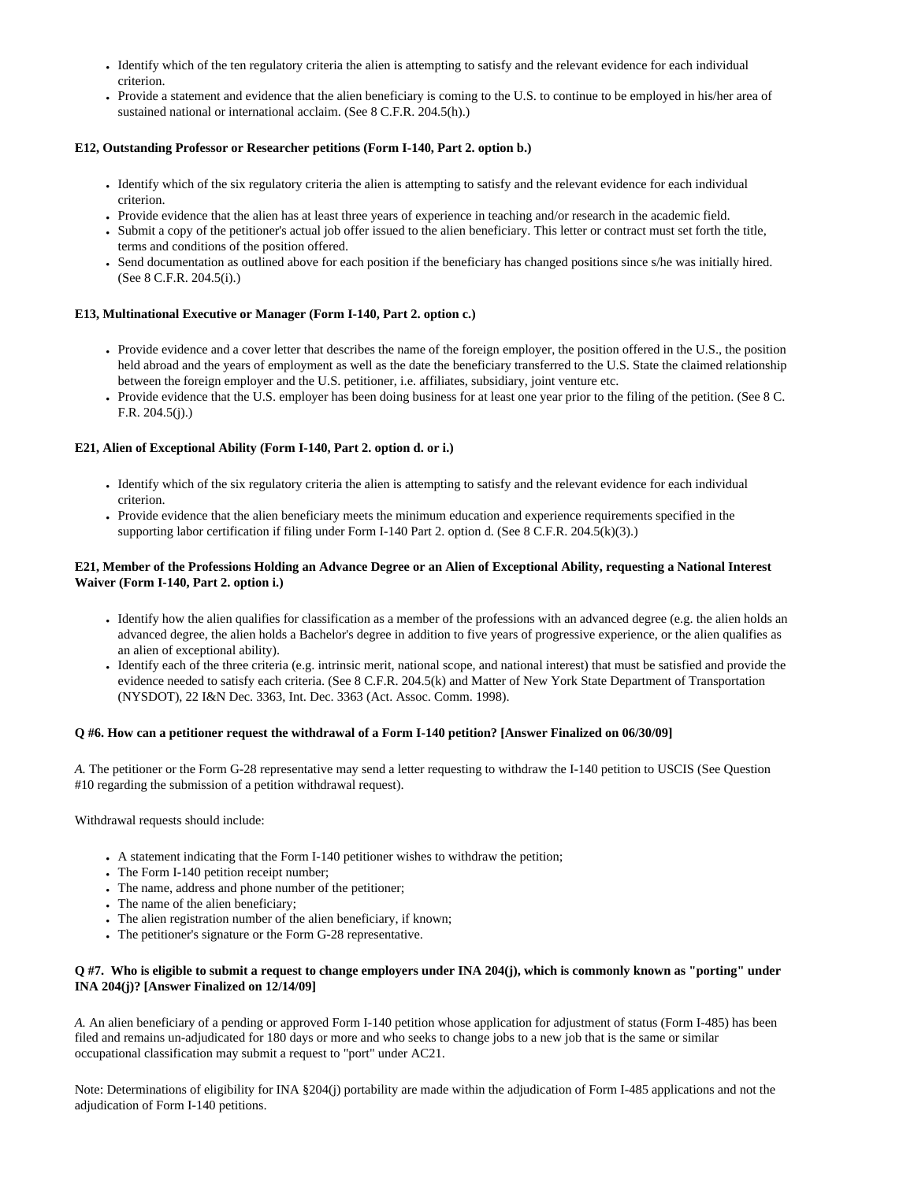- Identify which of the ten regulatory criteria the alien is attempting to satisfy and the relevant evidence for each individual criterion.
- Provide a statement and evidence that the alien beneficiary is coming to the U.S. to continue to be employed in his/her area of sustained national or international acclaim. (See 8 C.F.R. 204.5(h).)

**E12, Outstanding Professor or Researcher petitions (Form I-140, Part 2. option b.)**

- Identify which of the six regulatory criteria the alien is attempting to satisfy and the relevant evidence for each individual criterion.
- Provide evidence that the alien has at least three years of experience in teaching and/or research in the academic field.
- Submit a copy of the petitioner's actual job offer issued to the alien beneficiary. This letter or contract must set forth the title, terms and conditions of the position offered.
- Send documentation as outlined above for each position if the beneficiary has changed positions since s/he was initially hired. (See 8 C.F.R. 204.5(i).)

**E13, Multinational Executive or Manager (Form I-140, Part 2. option c.)**

- Provide evidence and a cover letter that describes the name of the foreign employer, the position offered in the U.S., the position held abroad and the years of employment as well as the date the beneficiary transferred to the U.S. State the claimed relationship between the foreign employer and the U.S. petitioner, i.e. affiliates, subsidiary, joint venture etc.
- Provide evidence that the U.S. employer has been doing business for at least one year prior to the filing of the petition. (See 8 C. F.R. 204.5(j).)

**E21, Alien of Exceptional Ability (Form I-140, Part 2. option d. or i.)**

- Identify which of the six regulatory criteria the alien is attempting to satisfy and the relevant evidence for each individual criterion.
- Provide evidence that the alien beneficiary meets the minimum education and experience requirements specified in the supporting labor certification if filing under Form I-140 Part 2. option d. (See 8 C.F.R. 204.5(k)(3).)

**E21, Member of the Professions Holding an Advance Degree or an Alien of Exceptional Ability, requesting a National Interest Waiver (Form I-140, Part 2. option i.)**

- Identify how the alien qualifies for classification as a member of the professions with an advanced degree (e.g. the alien holds an advanced degree, the alien holds a Bachelor's degree in addition to five years of progressive experience, or the alien qualifies as an alien of exceptional ability).
- Identify each of the three criteria (e.g. intrinsic merit, national scope, and national interest) that must be satisfied and provide the evidence needed to satisfy each criteria. (See 8 C.F.R. 204.5(k) and Matter of New York State Department of Transportation (NYSDOT), 22 I&N Dec. 3363, Int. Dec. 3363 (Act. Assoc. Comm. 1998).

**Q #6. How can a petitioner request the withdrawal of a Form I-140 petition? [Answer Finalized on 06/30/09]**

*A.* The petitioner or the Form G-28 representative may send a letter requesting to withdraw the I-140 petition to USCIS (See Question #10 regarding the submission of a petition withdrawal request).

Withdrawal requests should include:

- A statement indicating that the Form I-140 petitioner wishes to withdraw the petition;
- The Form I-140 petition receipt number;
- The name, address and phone number of the petitioner;
- The name of the alien beneficiary;
- The alien registration number of the alien beneficiary, if known;
- The petitioner's signature or the Form G-28 representative.

**Q #7. Who is eligible to submit a request to change employers under INA 204(j), which is commonly known as "porting" under INA 204(j)? [Answer Finalized on 12/14/09]**

*A.* An alien beneficiary of a pending or approved Form I-140 petition whose application for adjustment of status (Form I-485) has been filed and remains un-adjudicated for 180 days or more and who seeks to change jobs to a new job that is the same or similar occupational classification may submit a request to "port" under AC21.

Note: Determinations of eligibility for INA §204(j) portability are made within the adjudication of Form I-485 applications and not the adjudication of Form I-140 petitions.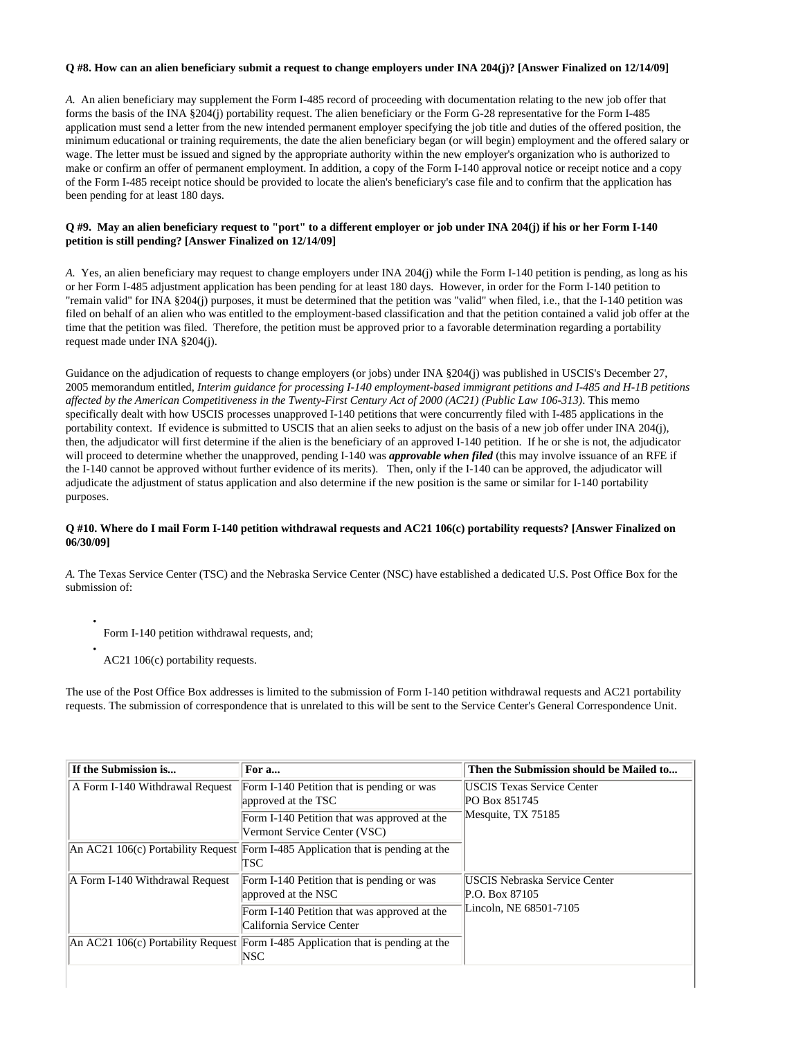**Q #8. How can an alien beneficiary submit a request to change employers under INA 204(j)? [Answer Finalized on 12/14/09]**

*A.* An alien beneficiary may supplement the Form I-485 record of proceeding with documentation relating to the new job offer that forms the basis of the INA §204(j) portability request. The alien beneficiary or the Form G-28 representative for the Form I-485 application must send a letter from the new intended permanent employer specifying the job title and duties of the offered position, the minimum educational or training requirements, the date the alien beneficiary began (or will begin) employment and the offered salary or wage. The letter must be issued and signed by the appropriate authority within the new employer's organization who is authorized to make or confirm an offer of permanent employment. In addition, a copy of the Form I-140 approval notice or receipt notice and a copy of the Form I-485 receipt notice should be provided to locate the alien's beneficiary's case file and to confirm that the application has been pending for at least 180 days.

**Q #9. May an alien beneficiary request to "port" to a different employer or job under INA 204(j) if his or her Form I-140 petition is still pending? [Answer Finalized on 12/14/09]**

*A.* Yes, an alien beneficiary may request to change employers under INA 204(j) while the Form I-140 petition is pending, as long as his or her Form I-485 adjustment application has been pending for at least 180 days. However, in order for the Form I-140 petition to "remain valid" for INA §204(j) purposes, it must be determined that the petition was "valid" when filed, i.e., that the I-140 petition was filed on behalf of an alien who was entitled to the employment-based classification and that the petition contained a valid job offer at the time that the petition was filed. Therefore, the petition must be approved prior to a favorable determination regarding a portability request made under INA §204(j).

Guidance on the adjudication of requests to change employers (or jobs) under INA §204(j) was published in USCIS's December 27, 2005 memorandum entitled, *Interim guidance for processing I-140 employment-based immigrant petitions and I-485 and H-1B petitions affected by the American Competitiveness in the Twenty-First Century Act of 2000 (AC21) (Public Law 106-313)*. This memo specifically dealt with how USCIS processes unapproved I-140 petitions that were concurrently filed with I-485 applications in the portability context. If evidence is submitted to USCIS that an alien seeks to adjust on the basis of a new job offer under INA 204(j), then, the adjudicator will first determine if the alien is the beneficiary of an approved I-140 petition. If he or she is not, the adjudicator will proceed to determine whether the unapproved, pending I-140 was ***approvable when filed*** (this may involve issuance of an RFE if the I-140 cannot be approved without further evidence of its merits). Then, only if the I-140 can be approved, the adjudicator will adjudicate the adjustment of status application and also determine if the new position is the same or similar for I-140 portability purposes.

**Q #10. Where do I mail Form I-140 petition withdrawal requests and AC21 106(c) portability requests? [Answer Finalized on 06/30/09]**

*A.* The Texas Service Center (TSC) and the Nebraska Service Center (NSC) have established a dedicated U.S. Post Office Box for the submission of:

- Form I-140 petition withdrawal requests, and;
- AC21 106(c) portability requests.

The use of the Post Office Box addresses is limited to the submission of Form I-140 petition withdrawal requests and AC21 portability requests. The submission of correspondence that is unrelated to this will be sent to the Service Center's General Correspondence Unit.

| If the Submission is... | For a... | Then the Submission should be Mailed to... |
|---|---|---|
| A Form I-140 Withdrawal Request | Form I-140 Petition that is pending or was approved at the TSC | USCIS Texas Service Center<br>PO Box 851745<br>Mesquite, TX 75185 |
| | Form I-140 Petition that was approved at the Vermont Service Center (VSC) | |
| An AC21 106(c) Portability Request | Form I-485 Application that is pending at the TSC | |
| A Form I-140 Withdrawal Request | Form I-140 Petition that is pending or was approved at the NSC | USCIS Nebraska Service Center<br>P.O. Box 87105<br>Lincoln, NE 68501-7105 |
| | Form I-140 Petition that was approved at the California Service Center | |
| An AC21 106(c) Portability Request | Form I-485 Application that is pending at the NSC | |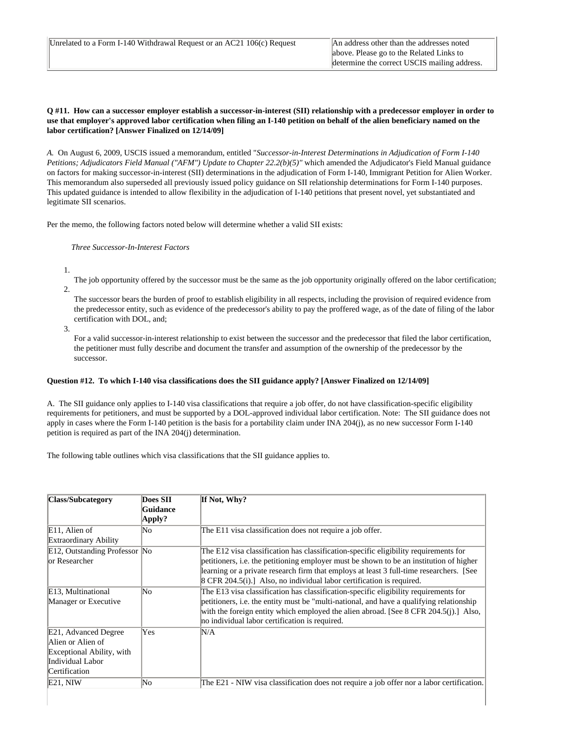| Unrelated to a Form I-140 Withdrawal Request or an AC21 106(c) Request | An address other than the addresses noted above. Please go to the Related Links to determine the correct USCIS mailing address. |
|---|---|

**Q #11. How can a successor employer establish a successor-in-interest (SII) relationship with a predecessor employer in order to use that employer's approved labor certification when filing an I-140 petition on behalf of the alien beneficiary named on the labor certification? [Answer Finalized on 12/14/09]**

*A.* On August 6, 2009, USCIS issued a memorandum, entitled "*Successor-in-Interest Determinations in Adjudication of Form I-140 Petitions; Adjudicators Field Manual ("AFM") Update to Chapter 22.2(b)(5)"* which amended the Adjudicator's Field Manual guidance on factors for making successor-in-interest (SII) determinations in the adjudication of Form I-140, Immigrant Petition for Alien Worker. This memorandum also superseded all previously issued policy guidance on SII relationship determinations for Form I-140 purposes. This updated guidance is intended to allow flexibility in the adjudication of I-140 petitions that present novel, yet substantiated and legitimate SII scenarios.

Per the memo, the following factors noted below will determine whether a valid SII exists:

*Three Successor-In-Interest Factors*

1. The job opportunity offered by the successor must be the same as the job opportunity originally offered on the labor certification;
2. The successor bears the burden of proof to establish eligibility in all respects, including the provision of required evidence from the predecessor entity, such as evidence of the predecessor's ability to pay the proffered wage, as of the date of filing of the labor certification with DOL, and;
3. For a valid successor-in-interest relationship to exist between the successor and the predecessor that filed the labor certification, the petitioner must fully describe and document the transfer and assumption of the ownership of the predecessor by the successor.

**Question #12. To which I-140 visa classifications does the SII guidance apply? [Answer Finalized on 12/14/09]**

A. The SII guidance only applies to I-140 visa classifications that require a job offer, do not have classification-specific eligibility requirements for petitioners, and must be supported by a DOL-approved individual labor certification. Note: The SII guidance does not apply in cases where the Form I-140 petition is the basis for a portability claim under INA 204(j), as no new successor Form I-140 petition is required as part of the INA 204(j) determination.

The following table outlines which visa classifications that the SII guidance applies to.

| Class/Subcategory | Does SII Guidance Apply? | If Not, Why? |
|---|---|---|
| E11, Alien of Extraordinary Ability | No | The E11 visa classification does not require a job offer. |
| E12, Outstanding Professor or Researcher | No | The E12 visa classification has classification-specific eligibility requirements for petitioners, i.e. the petitioning employer must be shown to be an institution of higher learning or a private research firm that employs at least 3 full-time researchers. [See 8 CFR 204.5(i).] Also, no individual labor certification is required. |
| E13, Multinational Manager or Executive | No | The E13 visa classification has classification-specific eligibility requirements for petitioners, i.e. the entity must be "multi-national, and have a qualifying relationship with the foreign entity which employed the alien abroad. [See 8 CFR 204.5(j).] Also, no individual labor certification is required. |
| E21, Advanced Degree Alien or Alien of Exceptional Ability, with Individual Labor Certification | Yes | N/A |
| E21, NIW | No | The E21 - NIW visa classification does not require a job offer nor a labor certification. |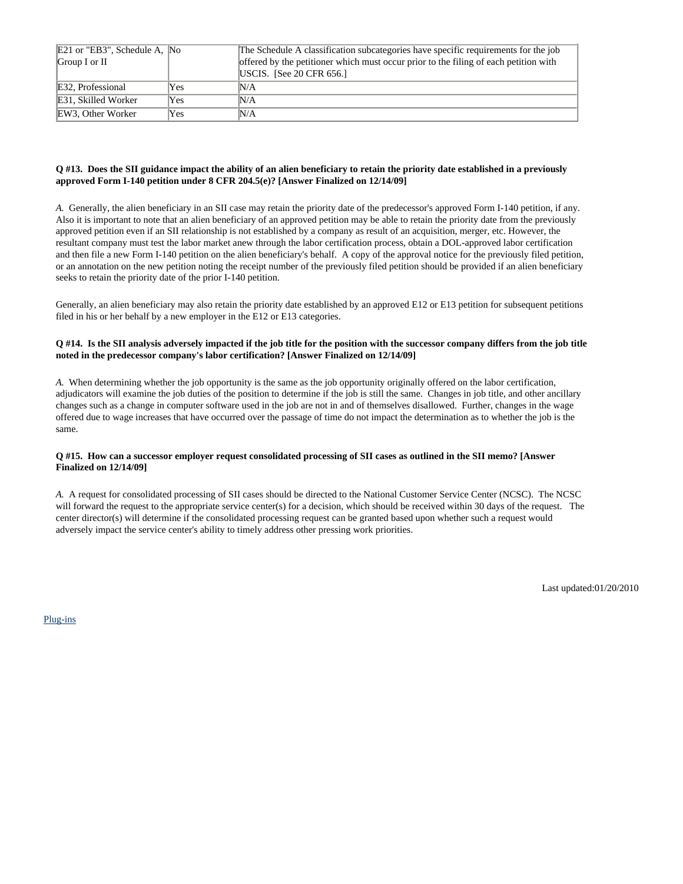| | | |
|---|---|---|
| E21 or "EB3", Schedule A, Group I or II | No | The Schedule A classification subcategories have specific requirements for the job offered by the petitioner which must occur prior to the filing of each petition with USCIS. [See 20 CFR 656.] |
| E32, Professional | Yes | N/A |
| E31, Skilled Worker | Yes | N/A |
| EW3, Other Worker | Yes | N/A |

**Q #13. Does the SII guidance impact the ability of an alien beneficiary to retain the priority date established in a previously approved Form I-140 petition under 8 CFR 204.5(e)? [Answer Finalized on 12/14/09]**

*A.* Generally, the alien beneficiary in an SII case may retain the priority date of the predecessor's approved Form I-140 petition, if any. Also it is important to note that an alien beneficiary of an approved petition may be able to retain the priority date from the previously approved petition even if an SII relationship is not established by a company as result of an acquisition, merger, etc. However, the resultant company must test the labor market anew through the labor certification process, obtain a DOL-approved labor certification and then file a new Form I-140 petition on the alien beneficiary's behalf. A copy of the approval notice for the previously filed petition, or an annotation on the new petition noting the receipt number of the previously filed petition should be provided if an alien beneficiary seeks to retain the priority date of the prior I-140 petition.

Generally, an alien beneficiary may also retain the priority date established by an approved E12 or E13 petition for subsequent petitions filed in his or her behalf by a new employer in the E12 or E13 categories.

**Q #14. Is the SII analysis adversely impacted if the job title for the position with the successor company differs from the job title noted in the predecessor company's labor certification? [Answer Finalized on 12/14/09]**

*A.* When determining whether the job opportunity is the same as the job opportunity originally offered on the labor certification, adjudicators will examine the job duties of the position to determine if the job is still the same. Changes in job title, and other ancillary changes such as a change in computer software used in the job are not in and of themselves disallowed. Further, changes in the wage offered due to wage increases that have occurred over the passage of time do not impact the determination as to whether the job is the same.

**Q #15. How can a successor employer request consolidated processing of SII cases as outlined in the SII memo? [Answer Finalized on 12/14/09]**

*A.* A request for consolidated processing of SII cases should be directed to the National Customer Service Center (NCSC). The NCSC will forward the request to the appropriate service center(s) for a decision, which should be received within 30 days of the request. The center director(s) will determine if the consolidated processing request can be granted based upon whether such a request would adversely impact the service center's ability to timely address other pressing work priorities.

Last updated:01/20/2010

Plug-ins